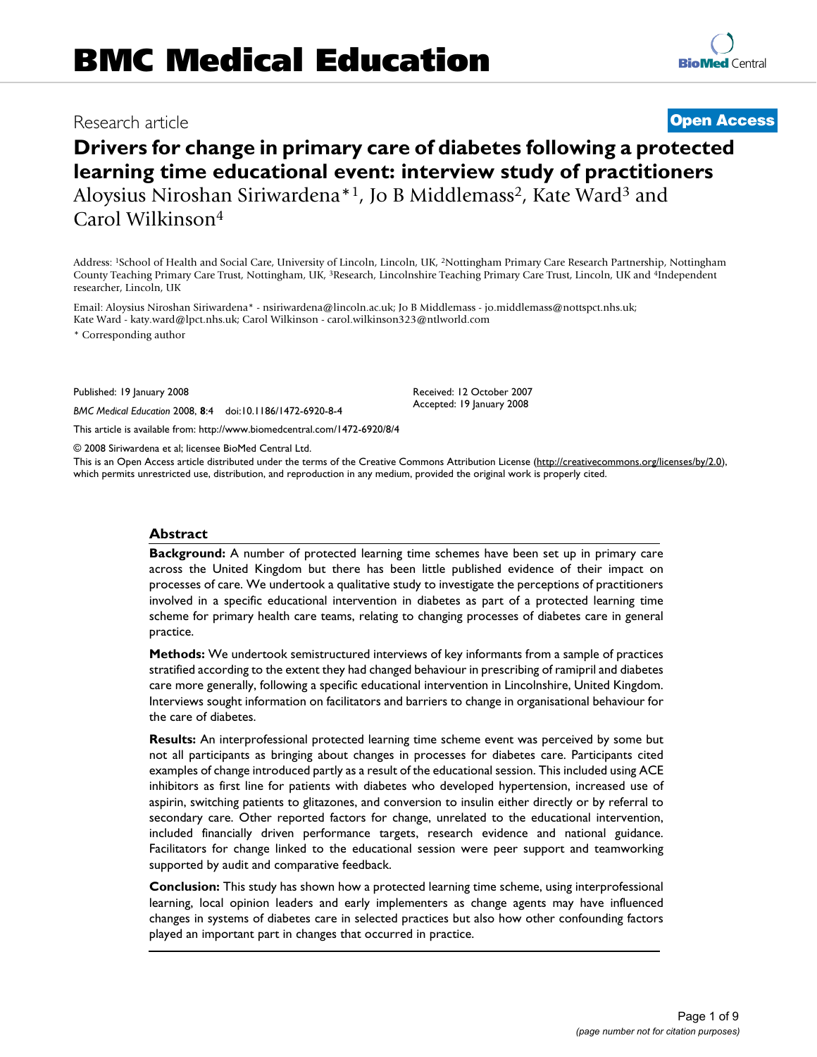# BMC Medical Education

Research article

**Open Access**

## Drivers for change in primary care of diabetes following a protected learning time educational event: interview study of practitioners

Aloysius Niroshan Siriwardena*[1], Jo B Middlemass[2], Kate Ward[3] and Carol Wilkinson[4]

Address: [1]School of Health and Social Care, University of Lincoln, Lincoln, UK, [2]Nottingham Primary Care Research Partnership, Nottingham County Teaching Primary Care Trust, Nottingham, UK, [3]Research, Lincolnshire Teaching Primary Care Trust, Lincoln, UK and [4]Independent researcher, Lincoln, UK

Email: Aloysius Niroshan Siriwardena* - nsiriwardena@lincoln.ac.uk; Jo B Middlemass - jo.middlemass@nottspct.nhs.uk; Kate Ward - katy.ward@lpct.nhs.uk; Carol Wilkinson - carol.wilkinson323@ntlworld.com

* Corresponding author

Published: 19 January 2008

*BMC Medical Education* 2008, **8**:4 doi:10.1186/1472-6920-8-4

Received: 12 October 2007
Accepted: 19 January 2008

This article is available from: http://www.biomedcentral.com/1472-6920/8/4

© 2008 Siriwardena et al; licensee BioMed Central Ltd.

This is an Open Access article distributed under the terms of the Creative Commons Attribution License (http://creativecommons.org/licenses/by/2.0), which permits unrestricted use, distribution, and reproduction in any medium, provided the original work is properly cited.

### Abstract

**Background:** A number of protected learning time schemes have been set up in primary care across the United Kingdom but there has been little published evidence of their impact on processes of care. We undertook a qualitative study to investigate the perceptions of practitioners involved in a specific educational intervention in diabetes as part of a protected learning time scheme for primary health care teams, relating to changing processes of diabetes care in general practice.

**Methods:** We undertook semistructured interviews of key informants from a sample of practices stratified according to the extent they had changed behaviour in prescribing of ramipril and diabetes care more generally, following a specific educational intervention in Lincolnshire, United Kingdom. Interviews sought information on facilitators and barriers to change in organisational behaviour for the care of diabetes.

**Results:** An interprofessional protected learning time scheme event was perceived by some but not all participants as bringing about changes in processes for diabetes care. Participants cited examples of change introduced partly as a result of the educational session. This included using ACE inhibitors as first line for patients with diabetes who developed hypertension, increased use of aspirin, switching patients to glitazones, and conversion to insulin either directly or by referral to secondary care. Other reported factors for change, unrelated to the educational intervention, included financially driven performance targets, research evidence and national guidance. Facilitators for change linked to the educational session were peer support and teamworking supported by audit and comparative feedback.

**Conclusion:** This study has shown how a protected learning time scheme, using interprofessional learning, local opinion leaders and early implementers as change agents may have influenced changes in systems of diabetes care in selected practices but also how other confounding factors played an important part in changes that occurred in practice.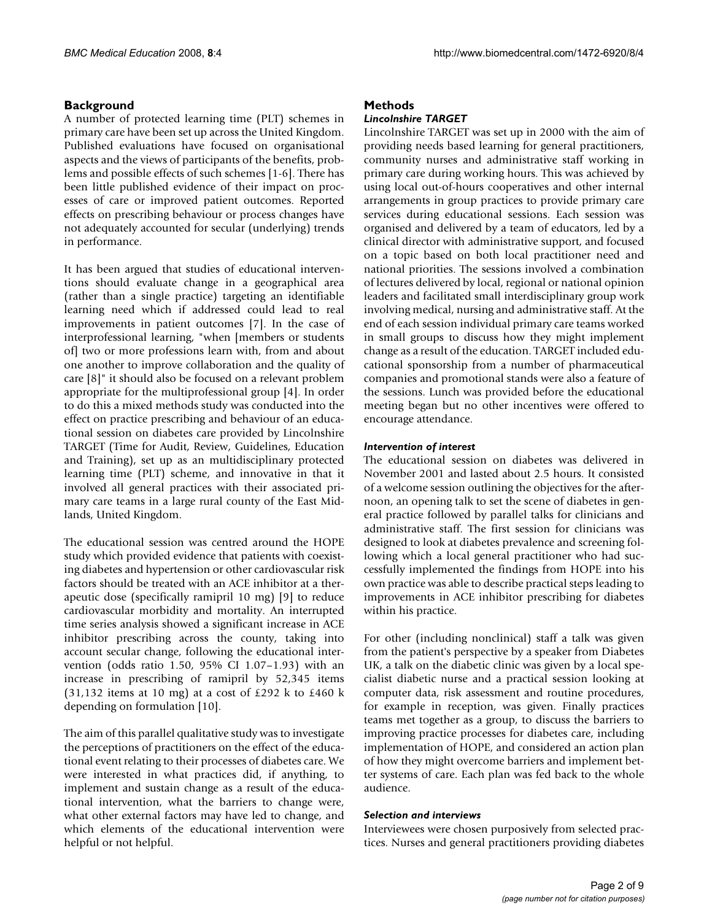## Background

A number of protected learning time (PLT) schemes in primary care have been set up across the United Kingdom. Published evaluations have focused on organisational aspects and the views of participants of the benefits, problems and possible effects of such schemes [1-6]. There has been little published evidence of their impact on processes of care or improved patient outcomes. Reported effects on prescribing behaviour or process changes have not adequately accounted for secular (underlying) trends in performance.

It has been argued that studies of educational interventions should evaluate change in a geographical area (rather than a single practice) targeting an identifiable learning need which if addressed could lead to real improvements in patient outcomes [7]. In the case of interprofessional learning, "when [members or students of] two or more professions learn with, from and about one another to improve collaboration and the quality of care [8]" it should also be focused on a relevant problem appropriate for the multiprofessional group [4]. In order to do this a mixed methods study was conducted into the effect on practice prescribing and behaviour of an educational session on diabetes care provided by Lincolnshire TARGET (Time for Audit, Review, Guidelines, Education and Training), set up as an multidisciplinary protected learning time (PLT) scheme, and innovative in that it involved all general practices with their associated primary care teams in a large rural county of the East Midlands, United Kingdom.

The educational session was centred around the HOPE study which provided evidence that patients with coexisting diabetes and hypertension or other cardiovascular risk factors should be treated with an ACE inhibitor at a therapeutic dose (specifically ramipril 10 mg) [9] to reduce cardiovascular morbidity and mortality. An interrupted time series analysis showed a significant increase in ACE inhibitor prescribing across the county, taking into account secular change, following the educational intervention (odds ratio 1.50, 95% CI 1.07–1.93) with an increase in prescribing of ramipril by 52,345 items (31,132 items at 10 mg) at a cost of £292 k to £460 k depending on formulation [10].

The aim of this parallel qualitative study was to investigate the perceptions of practitioners on the effect of the educational event relating to their processes of diabetes care. We were interested in what practices did, if anything, to implement and sustain change as a result of the educational intervention, what the barriers to change were, what other external factors may have led to change, and which elements of the educational intervention were helpful or not helpful.

## Methods

### *Lincolnshire TARGET*

Lincolnshire TARGET was set up in 2000 with the aim of providing needs based learning for general practitioners, community nurses and administrative staff working in primary care during working hours. This was achieved by using local out-of-hours cooperatives and other internal arrangements in group practices to provide primary care services during educational sessions. Each session was organised and delivered by a team of educators, led by a clinical director with administrative support, and focused on a topic based on both local practitioner need and national priorities. The sessions involved a combination of lectures delivered by local, regional or national opinion leaders and facilitated small interdisciplinary group work involving medical, nursing and administrative staff. At the end of each session individual primary care teams worked in small groups to discuss how they might implement change as a result of the education. TARGET included educational sponsorship from a number of pharmaceutical companies and promotional stands were also a feature of the sessions. Lunch was provided before the educational meeting began but no other incentives were offered to encourage attendance.

### *Intervention of interest*

The educational session on diabetes was delivered in November 2001 and lasted about 2.5 hours. It consisted of a welcome session outlining the objectives for the afternoon, an opening talk to set the scene of diabetes in general practice followed by parallel talks for clinicians and administrative staff. The first session for clinicians was designed to look at diabetes prevalence and screening following which a local general practitioner who had successfully implemented the findings from HOPE into his own practice was able to describe practical steps leading to improvements in ACE inhibitor prescribing for diabetes within his practice.

For other (including nonclinical) staff a talk was given from the patient's perspective by a speaker from Diabetes UK, a talk on the diabetic clinic was given by a local specialist diabetic nurse and a practical session looking at computer data, risk assessment and routine procedures, for example in reception, was given. Finally practices teams met together as a group, to discuss the barriers to improving practice processes for diabetes care, including implementation of HOPE, and considered an action plan of how they might overcome barriers and implement better systems of care. Each plan was fed back to the whole audience.

### *Selection and interviews*

Interviewees were chosen purposively from selected practices. Nurses and general practitioners providing diabetes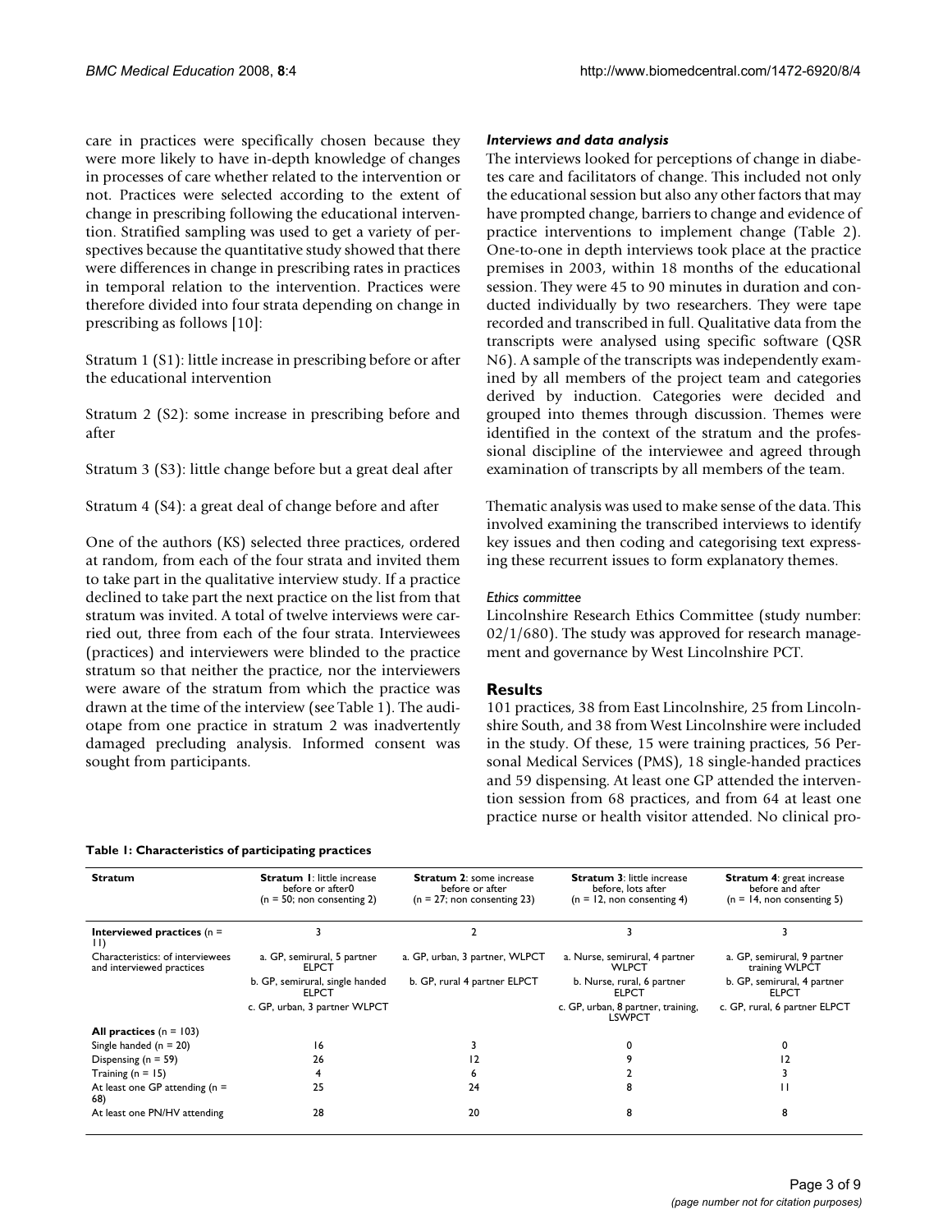care in practices were specifically chosen because they were more likely to have in-depth knowledge of changes in processes of care whether related to the intervention or not. Practices were selected according to the extent of change in prescribing following the educational intervention. Stratified sampling was used to get a variety of perspectives because the quantitative study showed that there were differences in change in prescribing rates in practices in temporal relation to the intervention. Practices were therefore divided into four strata depending on change in prescribing as follows [10]:

Stratum 1 (S1): little increase in prescribing before or after the educational intervention

Stratum 2 (S2): some increase in prescribing before and after

Stratum 3 (S3): little change before but a great deal after

Stratum 4 (S4): a great deal of change before and after

One of the authors (KS) selected three practices, ordered at random, from each of the four strata and invited them to take part in the qualitative interview study. If a practice declined to take part the next practice on the list from that stratum was invited. A total of twelve interviews were carried out, three from each of the four strata. Interviewees (practices) and interviewers were blinded to the practice stratum so that neither the practice, nor the interviewers were aware of the stratum from which the practice was drawn at the time of the interview (see Table 1). The audiotape from one practice in stratum 2 was inadvertently damaged precluding analysis. Informed consent was sought from participants.

### *Interviews and data analysis*

The interviews looked for perceptions of change in diabetes care and facilitators of change. This included not only the educational session but also any other factors that may have prompted change, barriers to change and evidence of practice interventions to implement change (Table 2). One-to-one in depth interviews took place at the practice premises in 2003, within 18 months of the educational session. They were 45 to 90 minutes in duration and conducted individually by two researchers. They were tape recorded and transcribed in full. Qualitative data from the transcripts were analysed using specific software (QSR N6). A sample of the transcripts was independently examined by all members of the project team and categories derived by induction. Categories were decided and grouped into themes through discussion. Themes were identified in the context of the stratum and the professional discipline of the interviewee and agreed through examination of transcripts by all members of the team.

Thematic analysis was used to make sense of the data. This involved examining the transcribed interviews to identify key issues and then coding and categorising text expressing these recurrent issues to form explanatory themes.

#### *Ethics committee*

Lincolnshire Research Ethics Committee (study number: 02/1/680). The study was approved for research management and governance by West Lincolnshire PCT.

## Results

101 practices, 38 from East Lincolnshire, 25 from Lincolnshire South, and 38 from West Lincolnshire were included in the study. Of these, 15 were training practices, 56 Personal Medical Services (PMS), 18 single-handed practices and 59 dispensing. At least one GP attended the intervention session from 68 practices, and from 64 at least one practice nurse or health visitor attended. No clinical pro-

**Table 1: Characteristics of participating practices**

| Stratum | **Stratum 1**: little increase before or after0 (n = 50; non consenting 2) | **Stratum 2**: some increase before or after (n = 27; non consenting 23) | **Stratum 3**: little increase before, lots after (n = 12, non consenting 4) | **Stratum 4**: great increase before and after (n = 14, non consenting 5) |
|---|---|---|---|---|
| **Interviewed practices** (n = 11) | 3 | 2 | 3 | 3 |
| Characteristics: of interviewees and interviewed practices | a. GP, semirural, 5 partner ELPCT | a. GP, urban, 3 partner, WLPCT | a. Nurse, semirural, 4 partner WLPCT | a. GP, semirural, 9 partner training WLPCT |
| | b. GP, semirural, single handed ELPCT | b. GP, rural 4 partner ELPCT | b. Nurse, rural, 6 partner ELPCT | b. GP, semirural, 4 partner ELPCT |
| | c. GP, urban, 3 partner WLPCT | | c. GP, urban, 8 partner, training, LSWPCT | c. GP, rural, 6 partner ELPCT |
| **All practices** (n = 103) | | | | |
| Single handed (n = 20) | 16 | 3 | 0 | 0 |
| Dispensing (n = 59) | 26 | 12 | 9 | 12 |
| Training (n = 15) | 4 | 6 | 2 | 3 |
| At least one GP attending (n = 68) | 25 | 24 | 8 | 11 |
| At least one PN/HV attending | 28 | 20 | 8 | 8 |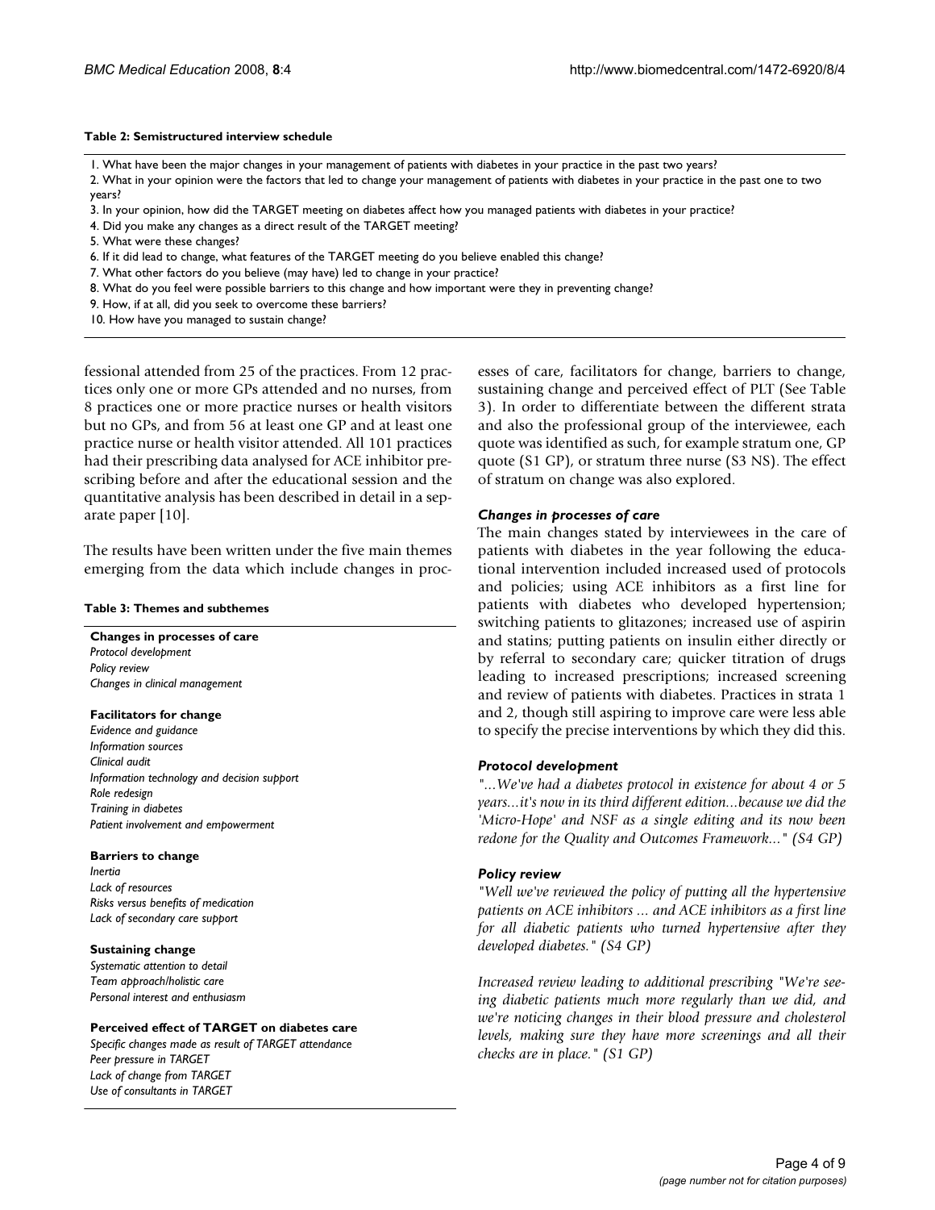**Table 2: Semistructured interview schedule**

| |
|---|
| 1. What have been the major changes in your management of patients with diabetes in your practice in the past two years? |
| 2. What in your opinion were the factors that led to change your management of patients with diabetes in your practice in the past one to two years? |
| 3. In your opinion, how did the TARGET meeting on diabetes affect how you managed patients with diabetes in your practice? |
| 4. Did you make any changes as a direct result of the TARGET meeting? |
| 5. What were these changes? |
| 6. If it did lead to change, what features of the TARGET meeting do you believe enabled this change? |
| 7. What other factors do you believe (may have) led to change in your practice? |
| 8. What do you feel were possible barriers to this change and how important were they in preventing change? |
| 9. How, if at all, did you seek to overcome these barriers? |
| 10. How have you managed to sustain change? |

fessional attended from 25 of the practices. From 12 practices only one or more GPs attended and no nurses, from 8 practices one or more practice nurses or health visitors but no GPs, and from 56 at least one GP and at least one practice nurse or health visitor attended. All 101 practices had their prescribing data analysed for ACE inhibitor prescribing before and after the educational session and the quantitative analysis has been described in detail in a separate paper [10].

The results have been written under the five main themes emerging from the data which include changes in processes of care, facilitators for change, barriers to change, sustaining change and perceived effect of PLT (See Table 3). In order to differentiate between the different strata and also the professional group of the interviewee, each quote was identified as such, for example stratum one, GP quote (S1 GP), or stratum three nurse (S3 NS). The effect of stratum on change was also explored.

**Table 3: Themes and subthemes**

| |
|---|
| **Changes in processes of care** |
| *Protocol development* |
| *Policy review* |
| *Changes in clinical management* |
| **Facilitators for change** |
| *Evidence and guidance* |
| *Information sources* |
| *Clinical audit* |
| *Information technology and decision support* |
| *Role redesign* |
| *Training in diabetes* |
| *Patient involvement and empowerment* |
| **Barriers to change** |
| *Inertia* |
| *Lack of resources* |
| *Risks versus benefits of medication* |
| *Lack of secondary care support* |
| **Sustaining change** |
| *Systematic attention to detail* |
| *Team approach/holistic care* |
| *Personal interest and enthusiasm* |
| **Perceived effect of TARGET on diabetes care** |
| *Specific changes made as result of TARGET attendance* |
| *Peer pressure in TARGET* |
| *Lack of change from TARGET* |
| *Use of consultants in TARGET* |

### *Changes in processes of care*

The main changes stated by interviewees in the care of patients with diabetes in the year following the educational intervention included increased used of protocols and policies; using ACE inhibitors as a first line for patients with diabetes who developed hypertension; switching patients to glitazones; increased use of aspirin and statins; putting patients on insulin either directly or by referral to secondary care; quicker titration of drugs leading to increased prescriptions; increased screening and review of patients with diabetes. Practices in strata 1 and 2, though still aspiring to improve care were less able to specify the precise interventions by which they did this.

### *Protocol development*

*"...We've had a diabetes protocol in existence for about 4 or 5 years...it's now in its third different edition...because we did the 'Micro-Hope' and NSF as a single editing and its now been redone for the Quality and Outcomes Framework..." (S4 GP)*

### *Policy review*

*"Well we've reviewed the policy of putting all the hypertensive patients on ACE inhibitors ... and ACE inhibitors as a first line for all diabetic patients who turned hypertensive after they developed diabetes." (S4 GP)*

*Increased review leading to additional prescribing "We're seeing diabetic patients much more regularly than we did, and we're noticing changes in their blood pressure and cholesterol levels, making sure they have more screenings and all their checks are in place." (S1 GP)*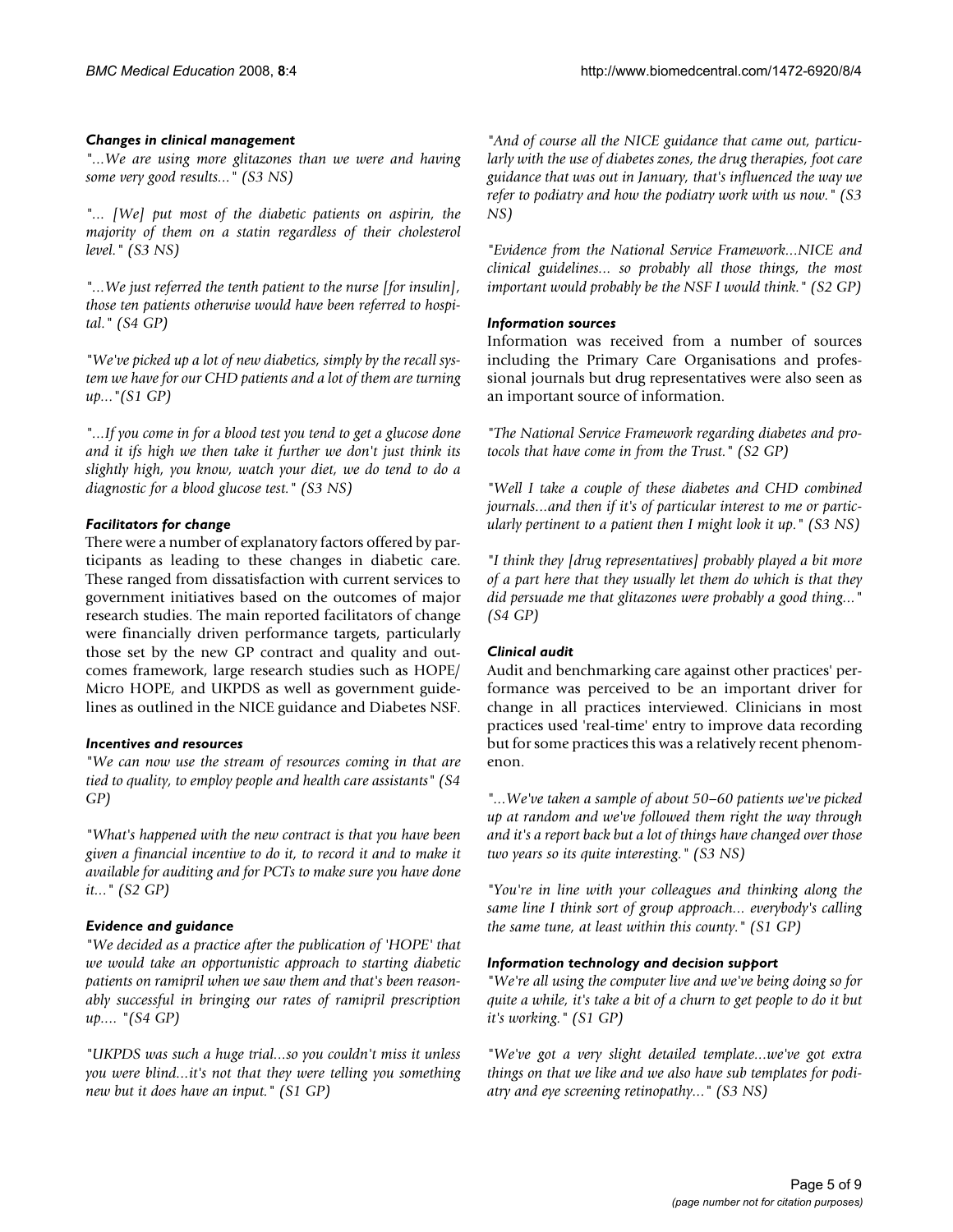### Changes in clinical management

*"...We are using more glitazones than we were and having some very good results..." (S3 NS)*

*"... [We] put most of the diabetic patients on aspirin, the majority of them on a statin regardless of their cholesterol level." (S3 NS)*

*"...We just referred the tenth patient to the nurse [for insulin], those ten patients otherwise would have been referred to hospital." (S4 GP)*

*"We've picked up a lot of new diabetics, simply by the recall system we have for our CHD patients and a lot of them are turning up..."(S1 GP)*

*"...If you come in for a blood test you tend to get a glucose done and it ifs high we then take it further we don't just think its slightly high, you know, watch your diet, we do tend to do a diagnostic for a blood glucose test." (S3 NS)*

### Facilitators for change

There were a number of explanatory factors offered by participants as leading to these changes in diabetic care. These ranged from dissatisfaction with current services to government initiatives based on the outcomes of major research studies. The main reported facilitators of change were financially driven performance targets, particularly those set by the new GP contract and quality and outcomes framework, large research studies such as HOPE/Micro HOPE, and UKPDS as well as government guidelines as outlined in the NICE guidance and Diabetes NSF.

### Incentives and resources

*"We can now use the stream of resources coming in that are tied to quality, to employ people and health care assistants" (S4 GP)*

*"What's happened with the new contract is that you have been given a financial incentive to do it, to record it and to make it available for auditing and for PCTs to make sure you have done it..." (S2 GP)*

### Evidence and guidance

*"We decided as a practice after the publication of 'HOPE' that we would take an opportunistic approach to starting diabetic patients on ramipril when we saw them and that's been reasonably successful in bringing our rates of ramipril prescription up.... "(S4 GP)*

*"UKPDS was such a huge trial...so you couldn't miss it unless you were blind...it's not that they were telling you something new but it does have an input." (S1 GP)*

*"And of course all the NICE guidance that came out, particularly with the use of diabetes zones, the drug therapies, foot care guidance that was out in January, that's influenced the way we refer to podiatry and how the podiatry work with us now." (S3 NS)*

*"Evidence from the National Service Framework...NICE and clinical guidelines... so probably all those things, the most important would probably be the NSF I would think." (S2 GP)*

### Information sources

Information was received from a number of sources including the Primary Care Organisations and professional journals but drug representatives were also seen as an important source of information.

*"The National Service Framework regarding diabetes and protocols that have come in from the Trust." (S2 GP)*

*"Well I take a couple of these diabetes and CHD combined journals...and then if it's of particular interest to me or particularly pertinent to a patient then I might look it up." (S3 NS)*

*"I think they [drug representatives] probably played a bit more of a part here that they usually let them do which is that they did persuade me that glitazones were probably a good thing..." (S4 GP)*

### Clinical audit

Audit and benchmarking care against other practices' performance was perceived to be an important driver for change in all practices interviewed. Clinicians in most practices used 'real-time' entry to improve data recording but for some practices this was a relatively recent phenomenon.

*"...We've taken a sample of about 50–60 patients we've picked up at random and we've followed them right the way through and it's a report back but a lot of things have changed over those two years so its quite interesting." (S3 NS)*

*"You're in line with your colleagues and thinking along the same line I think sort of group approach... everybody's calling the same tune, at least within this county." (S1 GP)*

### Information technology and decision support

*"We're all using the computer live and we've being doing so for quite a while, it's take a bit of a churn to get people to do it but it's working." (S1 GP)*

*"We've got a very slight detailed template...we've got extra things on that we like and we also have sub templates for podiatry and eye screening retinopathy..." (S3 NS)*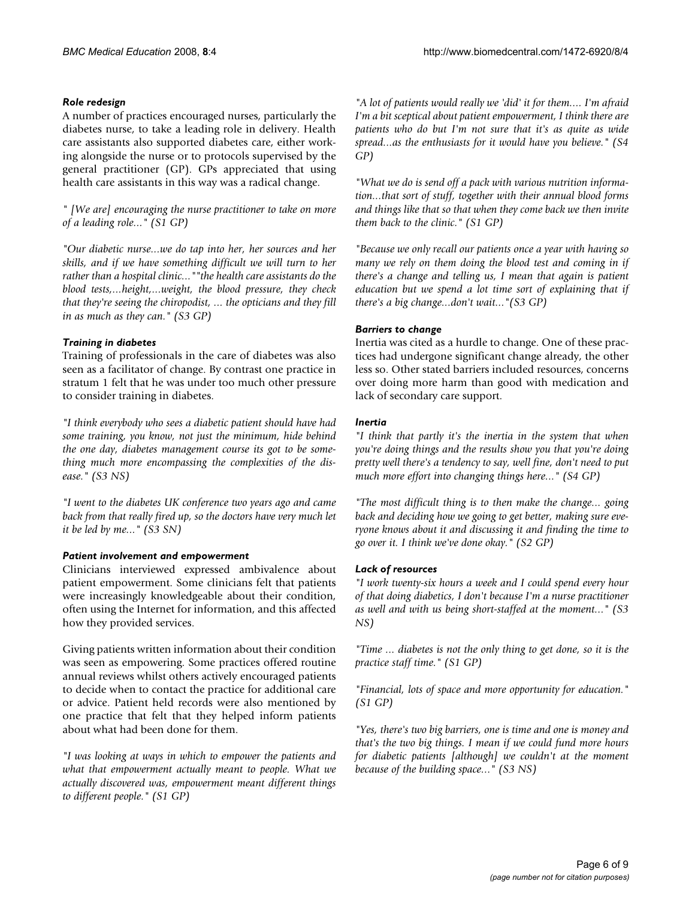#### *Role redesign*

A number of practices encouraged nurses, particularly the diabetes nurse, to take a leading role in delivery. Health care assistants also supported diabetes care, either working alongside the nurse or to protocols supervised by the general practitioner (GP). GPs appreciated that using health care assistants in this way was a radical change.

*" [We are] encouraging the nurse practitioner to take on more of a leading role..." (S1 GP)*

*"Our diabetic nurse...we do tap into her, her sources and her skills, and if we have something difficult we will turn to her rather than a hospital clinic..." "the health care assistants do the blood tests,...height,...weight, the blood pressure, they check that they're seeing the chiropodist, ... the opticians and they fill in as much as they can." (S3 GP)*

#### *Training in diabetes*

Training of professionals in the care of diabetes was also seen as a facilitator of change. By contrast one practice in stratum 1 felt that he was under too much other pressure to consider training in diabetes.

*"I think everybody who sees a diabetic patient should have had some training, you know, not just the minimum, hide behind the one day, diabetes management course its got to be something much more encompassing the complexities of the disease." (S3 NS)*

*"I went to the diabetes UK conference two years ago and came back from that really fired up, so the doctors have very much let it be led by me..." (S3 SN)*

#### *Patient involvement and empowerment*

Clinicians interviewed expressed ambivalence about patient empowerment. Some clinicians felt that patients were increasingly knowledgeable about their condition, often using the Internet for information, and this affected how they provided services.

Giving patients written information about their condition was seen as empowering. Some practices offered routine annual reviews whilst others actively encouraged patients to decide when to contact the practice for additional care or advice. Patient held records were also mentioned by one practice that felt that they helped inform patients about what had been done for them.

*"I was looking at ways in which to empower the patients and what that empowerment actually meant to people. What we actually discovered was, empowerment meant different things to different people." (S1 GP)*

*"A lot of patients would really we 'did' it for them.... I'm afraid I'm a bit sceptical about patient empowerment, I think there are patients who do but I'm not sure that it's as quite as wide spread...as the enthusiasts for it would have you believe." (S4 GP)*

*"What we do is send off a pack with various nutrition information...that sort of stuff, together with their annual blood forms and things like that so that when they come back we then invite them back to the clinic." (S1 GP)*

*"Because we only recall our patients once a year with having so many we rely on them doing the blood test and coming in if there's a change and telling us, I mean that again is patient education but we spend a lot time sort of explaining that if there's a big change...don't wait..."(S3 GP)*

#### *Barriers to change*

Inertia was cited as a hurdle to change. One of these practices had undergone significant change already, the other less so. Other stated barriers included resources, concerns over doing more harm than good with medication and lack of secondary care support.

#### *Inertia*

*"I think that partly it's the inertia in the system that when you're doing things and the results show you that you're doing pretty well there's a tendency to say, well fine, don't need to put much more effort into changing things here..." (S4 GP)*

*"The most difficult thing is to then make the change... going back and deciding how we going to get better, making sure everyone knows about it and discussing it and finding the time to go over it. I think we've done okay." (S2 GP)*

#### *Lack of resources*

*"I work twenty-six hours a week and I could spend every hour of that doing diabetics, I don't because I'm a nurse practitioner as well and with us being short-staffed at the moment..." (S3 NS)*

*"Time ... diabetes is not the only thing to get done, so it is the practice staff time." (S1 GP)*

*"Financial, lots of space and more opportunity for education." (S1 GP)*

*"Yes, there's two big barriers, one is time and one is money and that's the two big things. I mean if we could fund more hours for diabetic patients [although] we couldn't at the moment because of the building space..." (S3 NS)*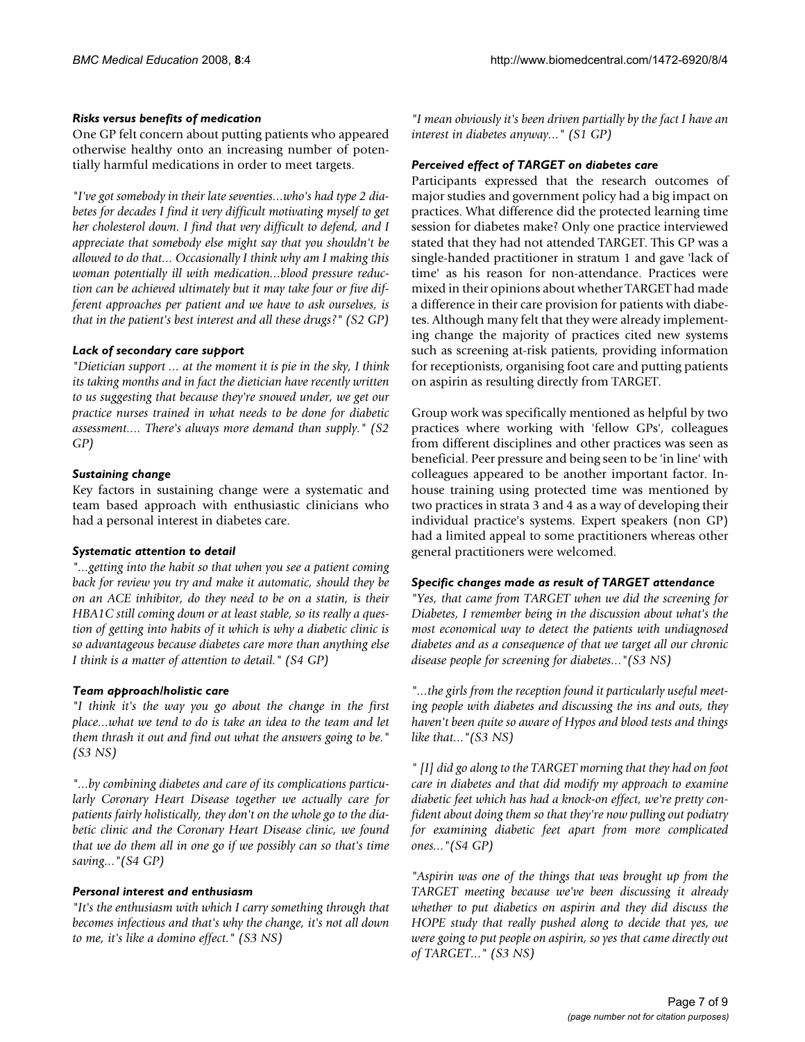### *Risks versus benefits of medication*

One GP felt concern about putting patients who appeared otherwise healthy onto an increasing number of potentially harmful medications in order to meet targets.

*"I've got somebody in their late seventies...who's had type 2 diabetes for decades I find it very difficult motivating myself to get her cholesterol down. I find that very difficult to defend, and I appreciate that somebody else might say that you shouldn't be allowed to do that... Occasionally I think why am I making this woman potentially ill with medication...blood pressure reduction can be achieved ultimately but it may take four or five different approaches per patient and we have to ask ourselves, is that in the patient's best interest and all these drugs?" (S2 GP)*

### *Lack of secondary care support*

*"Dietician support ... at the moment it is pie in the sky, I think its taking months and in fact the dietician have recently written to us suggesting that because they're snowed under, we get our practice nurses trained in what needs to be done for diabetic assessment.... There's always more demand than supply." (S2 GP)*

### *Sustaining change*

Key factors in sustaining change were a systematic and team based approach with enthusiastic clinicians who had a personal interest in diabetes care.

### *Systematic attention to detail*

*"...getting into the habit so that when you see a patient coming back for review you try and make it automatic, should they be on an ACE inhibitor, do they need to be on a statin, is their HBA1C still coming down or at least stable, so its really a question of getting into habits of it which is why a diabetic clinic is so advantageous because diabetes care more than anything else I think is a matter of attention to detail." (S4 GP)*

### *Team approach/holistic care*

*"I think it's the way you go about the change in the first place...what we tend to do is take an idea to the team and let them thrash it out and find out what the answers going to be." (S3 NS)*

*"...by combining diabetes and care of its complications particularly Coronary Heart Disease together we actually care for patients fairly holistically, they don't on the whole go to the diabetic clinic and the Coronary Heart Disease clinic, we found that we do them all in one go if we possibly can so that's time saving..."(S4 GP)*

### *Personal interest and enthusiasm*

*"It's the enthusiasm with which I carry something through that becomes infectious and that's why the change, it's not all down to me, it's like a domino effect." (S3 NS)*

*"I mean obviously it's been driven partially by the fact I have an interest in diabetes anyway..." (S1 GP)*

### *Perceived effect of TARGET on diabetes care*

Participants expressed that the research outcomes of major studies and government policy had a big impact on practices. What difference did the protected learning time session for diabetes make? Only one practice interviewed stated that they had not attended TARGET. This GP was a single-handed practitioner in stratum 1 and gave 'lack of time' as his reason for non-attendance. Practices were mixed in their opinions about whether TARGET had made a difference in their care provision for patients with diabetes. Although many felt that they were already implementing change the majority of practices cited new systems such as screening at-risk patients, providing information for receptionists, organising foot care and putting patients on aspirin as resulting directly from TARGET.

Group work was specifically mentioned as helpful by two practices where working with 'fellow GPs', colleagues from different disciplines and other practices was seen as beneficial. Peer pressure and being seen to be 'in line' with colleagues appeared to be another important factor. In-house training using protected time was mentioned by two practices in strata 3 and 4 as a way of developing their individual practice's systems. Expert speakers (non GP) had a limited appeal to some practitioners whereas other general practitioners were welcomed.

### *Specific changes made as result of TARGET attendance*

*"Yes, that came from TARGET when we did the screening for Diabetes, I remember being in the discussion about what's the most economical way to detect the patients with undiagnosed diabetes and as a consequence of that we target all our chronic disease people for screening for diabetes..."(S3 NS)*

*"...the girls from the reception found it particularly useful meeting people with diabetes and discussing the ins and outs, they haven't been quite so aware of Hypos and blood tests and things like that..."(S3 NS)*

*" [I] did go along to the TARGET morning that they had on foot care in diabetes and that did modify my approach to examine diabetic feet which has had a knock-on effect, we're pretty confident about doing them so that they're now pulling out podiatry for examining diabetic feet apart from more complicated ones..."(S4 GP)*

*"Aspirin was one of the things that was brought up from the TARGET meeting because we've been discussing it already whether to put diabetics on aspirin and they did discuss the HOPE study that really pushed along to decide that yes, we were going to put people on aspirin, so yes that came directly out of TARGET..." (S3 NS)*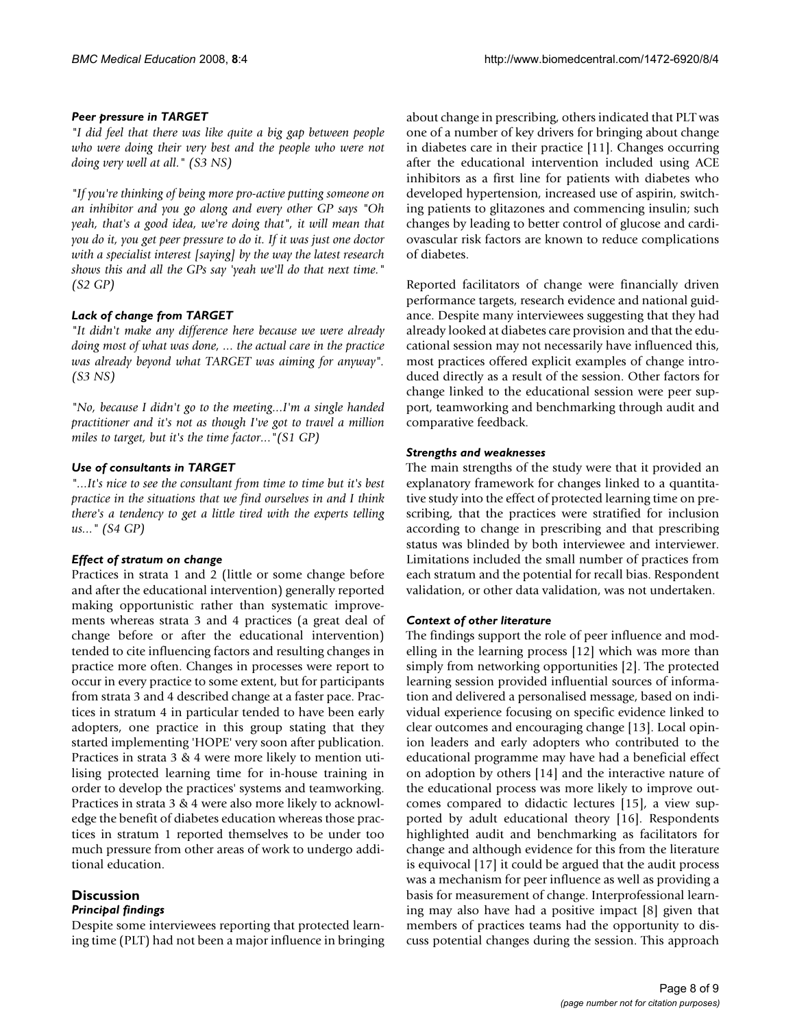#### *Peer pressure in TARGET*

*"I did feel that there was like quite a big gap between people who were doing their very best and the people who were not doing very well at all." (S3 NS)*

*"If you're thinking of being more pro-active putting someone on an inhibitor and you go along and every other GP says "Oh yeah, that's a good idea, we're doing that", it will mean that you do it, you get peer pressure to do it. If it was just one doctor with a specialist interest [saying] by the way the latest research shows this and all the GPs say 'yeah we'll do that next time." (S2 GP)*

#### *Lack of change from TARGET*

*"It didn't make any difference here because we were already doing most of what was done, ... the actual care in the practice was already beyond what TARGET was aiming for anyway". (S3 NS)*

*"No, because I didn't go to the meeting...I'm a single handed practitioner and it's not as though I've got to travel a million miles to target, but it's the time factor..."(S1 GP)*

#### *Use of consultants in TARGET*

*"...It's nice to see the consultant from time to time but it's best practice in the situations that we find ourselves in and I think there's a tendency to get a little tired with the experts telling us..." (S4 GP)*

#### *Effect of stratum on change*

Practices in strata 1 and 2 (little or some change before and after the educational intervention) generally reported making opportunistic rather than systematic improvements whereas strata 3 and 4 practices (a great deal of change before or after the educational intervention) tended to cite influencing factors and resulting changes in practice more often. Changes in processes were report to occur in every practice to some extent, but for participants from strata 3 and 4 described change at a faster pace. Practices in stratum 4 in particular tended to have been early adopters, one practice in this group stating that they started implementing 'HOPE' very soon after publication. Practices in strata 3 & 4 were more likely to mention utilising protected learning time for in-house training in order to develop the practices' systems and teamworking. Practices in strata 3 & 4 were also more likely to acknowledge the benefit of diabetes education whereas those practices in stratum 1 reported themselves to be under too much pressure from other areas of work to undergo additional education.

## Discussion

#### *Principal findings*

Despite some interviewees reporting that protected learning time (PLT) had not been a major influence in bringing about change in prescribing, others indicated that PLT was one of a number of key drivers for bringing about change in diabetes care in their practice [11]. Changes occurring after the educational intervention included using ACE inhibitors as a first line for patients with diabetes who developed hypertension, increased use of aspirin, switching patients to glitazones and commencing insulin; such changes by leading to better control of glucose and cardiovascular risk factors are known to reduce complications of diabetes.

Reported facilitators of change were financially driven performance targets, research evidence and national guidance. Despite many interviewees suggesting that they had already looked at diabetes care provision and that the educational session may not necessarily have influenced this, most practices offered explicit examples of change introduced directly as a result of the session. Other factors for change linked to the educational session were peer support, teamworking and benchmarking through audit and comparative feedback.

#### *Strengths and weaknesses*

The main strengths of the study were that it provided an explanatory framework for changes linked to a quantitative study into the effect of protected learning time on prescribing, that the practices were stratified for inclusion according to change in prescribing and that prescribing status was blinded by both interviewee and interviewer. Limitations included the small number of practices from each stratum and the potential for recall bias. Respondent validation, or other data validation, was not undertaken.

#### *Context of other literature*

The findings support the role of peer influence and modelling in the learning process [12] which was more than simply from networking opportunities [2]. The protected learning session provided influential sources of information and delivered a personalised message, based on individual experience focusing on specific evidence linked to clear outcomes and encouraging change [13]. Local opinion leaders and early adopters who contributed to the educational programme may have had a beneficial effect on adoption by others [14] and the interactive nature of the educational process was more likely to improve outcomes compared to didactic lectures [15], a view supported by adult educational theory [16]. Respondents highlighted audit and benchmarking as facilitators for change and although evidence for this from the literature is equivocal [17] it could be argued that the audit process was a mechanism for peer influence as well as providing a basis for measurement of change. Interprofessional learning may also have had a positive impact [8] given that members of practices teams had the opportunity to discuss potential changes during the session. This approach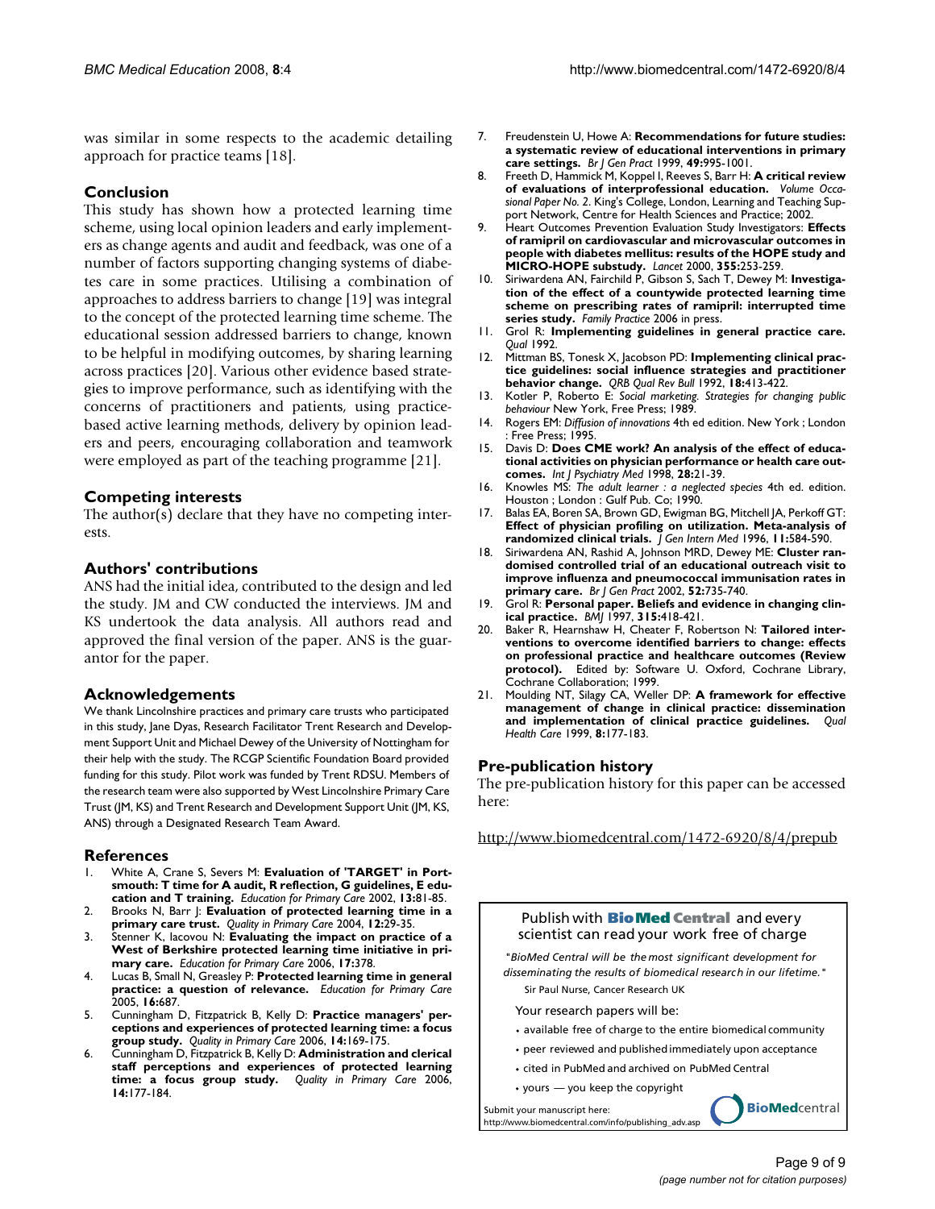was similar in some respects to the academic detailing approach for practice teams [18].

## Conclusion

This study has shown how a protected learning time scheme, using local opinion leaders and early implementers as change agents and audit and feedback, was one of a number of factors supporting changing systems of diabetes care in some practices. Utilising a combination of approaches to address barriers to change [19] was integral to the concept of the protected learning time scheme. The educational session addressed barriers to change, known to be helpful in modifying outcomes, by sharing learning across practices [20]. Various other evidence based strategies to improve performance, such as identifying with the concerns of practitioners and patients, using practice-based active learning methods, delivery by opinion leaders and peers, encouraging collaboration and teamwork were employed as part of the teaching programme [21].

## Competing interests

The author(s) declare that they have no competing interests.

## Authors' contributions

ANS had the initial idea, contributed to the design and led the study. JM and CW conducted the interviews. JM and KS undertook the data analysis. All authors read and approved the final version of the paper. ANS is the guarantor for the paper.

## Acknowledgements

We thank Lincolnshire practices and primary care trusts who participated in this study, Jane Dyas, Research Facilitator Trent Research and Development Support Unit and Michael Dewey of the University of Nottingham for their help with the study. The RCGP Scientific Foundation Board provided funding for this study. Pilot work was funded by Trent RDSU. Members of the research team were also supported by West Lincolnshire Primary Care Trust (JM, KS) and Trent Research and Development Support Unit (JM, KS, ANS) through a Designated Research Team Award.

## References

1. White A, Crane S, Severs M: **Evaluation of 'TARGET' in Portsmouth: T time for A audit, R reflection, G guidelines, E education and T training.** *Education for Primary Care* 2002, **13:**81-85.
2. Brooks N, Barr J: **Evaluation of protected learning time in a primary care trust.** *Quality in Primary Care* 2004, **12:**29-35.
3. Stenner K, Iacovou N: **Evaluating the impact on practice of a West of Berkshire protected learning time initiative in primary care.** *Education for Primary Care* 2006, **17:**378.
4. Lucas B, Small N, Greasley P: **Protected learning time in general practice: a question of relevance.** *Education for Primary Care* 2005, **16:**687.
5. Cunningham D, Fitzpatrick B, Kelly D: **Practice managers' perceptions and experiences of protected learning time: a focus group study.** *Quality in Primary Care* 2006, **14:**169-175.
6. Cunningham D, Fitzpatrick B, Kelly D: **Administration and clerical staff perceptions and experiences of protected learning time: a focus group study.** *Quality in Primary Care* 2006, **14:**177-184.
7. Freudenstein U, Howe A: **Recommendations for future studies: a systematic review of educational interventions in primary care settings.** *Br J Gen Pract* 1999, **49:**995-1001.
8. Freeth D, Hammick M, Koppel I, Reeves S, Barr H: **A critical review of evaluations of interprofessional education.** *Volume Occasional Paper No. 2*. King's College, London, Learning and Teaching Support Network, Centre for Health Sciences and Practice; 2002.
9. Heart Outcomes Prevention Evaluation Study Investigators: **Effects of ramipril on cardiovascular and microvascular outcomes in people with diabetes mellitus: results of the HOPE study and MICRO-HOPE substudy.** *Lancet* 2000, **355:**253-259.
10. Siriwardena AN, Fairchild P, Gibson S, Sach T, Dewey M: **Investigation of the effect of a countywide protected learning time scheme on prescribing rates of ramipril: interrupted time series study.** *Family Practice* 2006 in press.
11. Grol R: **Implementing guidelines in general practice care.** *Qual* 1992.
12. Mittman BS, Tonesk X, Jacobson PD: **Implementing clinical practice guidelines: social influence strategies and practitioner behavior change.** *QRB Qual Rev Bull* 1992, **18:**413-422.
13. Kotler P, Roberto E: *Social marketing. Strategies for changing public behaviour* New York, Free Press; 1989.
14. Rogers EM: *Diffusion of innovations* 4th ed edition. New York ; London : Free Press; 1995.
15. Davis D: **Does CME work? An analysis of the effect of educational activities on physician performance or health care outcomes.** *Int J Psychiatry Med* 1998, **28:**21-39.
16. Knowles MS: *The adult learner : a neglected species* 4th ed. edition. Houston ; London : Gulf Pub. Co; 1990.
17. Balas EA, Boren SA, Brown GD, Ewigman BG, Mitchell JA, Perkoff GT: **Effect of physician profiling on utilization. Meta-analysis of randomized clinical trials.** *J Gen Intern Med* 1996, **11:**584-590.
18. Siriwardena AN, Rashid A, Johnson MRD, Dewey ME: **Cluster randomised controlled trial of an educational outreach visit to improve influenza and pneumococcal immunisation rates in primary care.** *Br J Gen Pract* 2002, **52:**735-740.
19. Grol R: **Personal paper. Beliefs and evidence in changing clinical practice.** *BMJ* 1997, **315:**418-421.
20. Baker R, Hearnshaw H, Cheater F, Robertson N: **Tailored interventions to overcome identified barriers to change: effects on professional practice and healthcare outcomes (Review protocol).** Edited by: Software U. Oxford, Cochrane Library, Cochrane Collaboration; 1999.
21. Moulding NT, Silagy CA, Weller DP: **A framework for effective management of change in clinical practice: dissemination and implementation of clinical practice guidelines.** *Qual Health Care* 1999, **8:**177-183.

## Pre-publication history

The pre-publication history for this paper can be accessed here:

http://www.biomedcentral.com/1472-6920/8/4/prepub

Publish with **BioMed Central** and every scientist can read your work free of charge

*"BioMed Central will be the most significant development for disseminating the results of biomedical research in our lifetime."*
Sir Paul Nurse, Cancer Research UK

Your research papers will be:

- available free of charge to the entire biomedical community
- peer reviewed and published immediately upon acceptance
- cited in PubMed and archived on PubMed Central
- yours — you keep the copyright

Submit your manuscript here:
http://www.biomedcentral.com/info/publishing_adv.asp

BioMedcentral